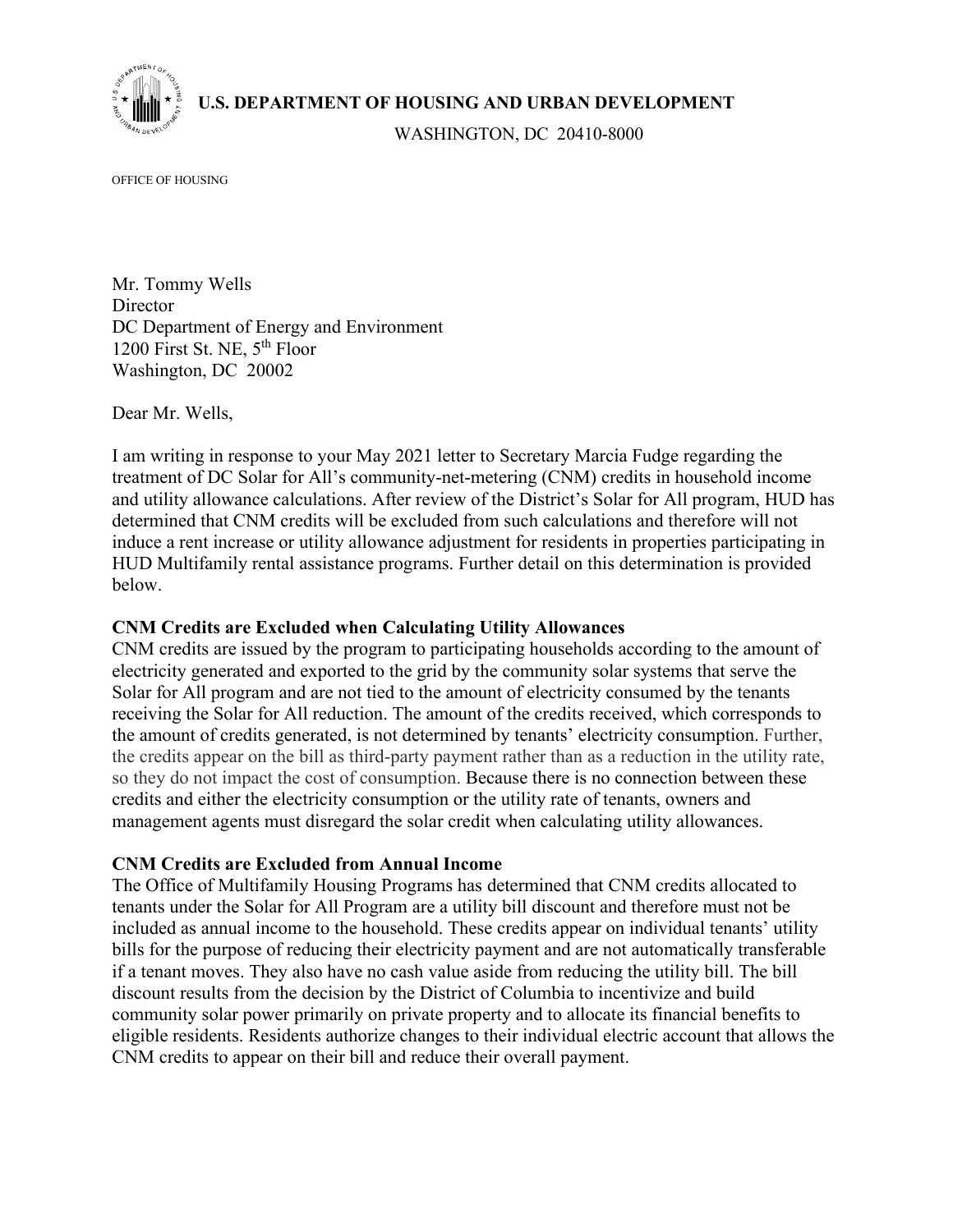**U.S. DEPARTMENT OF HOUSING AND URBAN DEVELOPMENT**

WASHINGTON, DC 20410-8000

OFFICE OF HOUSING

Mr. Tommy Wells
Director
DC Department of Energy and Environment
1200 First St. NE, 5th Floor
Washington, DC 20002

Dear Mr. Wells,

I am writing in response to your May 2021 letter to Secretary Marcia Fudge regarding the treatment of DC Solar for All's community-net-metering (CNM) credits in household income and utility allowance calculations. After review of the District's Solar for All program, HUD has determined that CNM credits will be excluded from such calculations and therefore will not induce a rent increase or utility allowance adjustment for residents in properties participating in HUD Multifamily rental assistance programs. Further detail on this determination is provided below.

**CNM Credits are Excluded when Calculating Utility Allowances**

CNM credits are issued by the program to participating households according to the amount of electricity generated and exported to the grid by the community solar systems that serve the Solar for All program and are not tied to the amount of electricity consumed by the tenants receiving the Solar for All reduction. The amount of the credits received, which corresponds to the amount of credits generated, is not determined by tenants' electricity consumption. Further, the credits appear on the bill as third-party payment rather than as a reduction in the utility rate, so they do not impact the cost of consumption. Because there is no connection between these credits and either the electricity consumption or the utility rate of tenants, owners and management agents must disregard the solar credit when calculating utility allowances.

**CNM Credits are Excluded from Annual Income**

The Office of Multifamily Housing Programs has determined that CNM credits allocated to tenants under the Solar for All Program are a utility bill discount and therefore must not be included as annual income to the household. These credits appear on individual tenants' utility bills for the purpose of reducing their electricity payment and are not automatically transferable if a tenant moves. They also have no cash value aside from reducing the utility bill. The bill discount results from the decision by the District of Columbia to incentivize and build community solar power primarily on private property and to allocate its financial benefits to eligible residents. Residents authorize changes to their individual electric account that allows the CNM credits to appear on their bill and reduce their overall payment.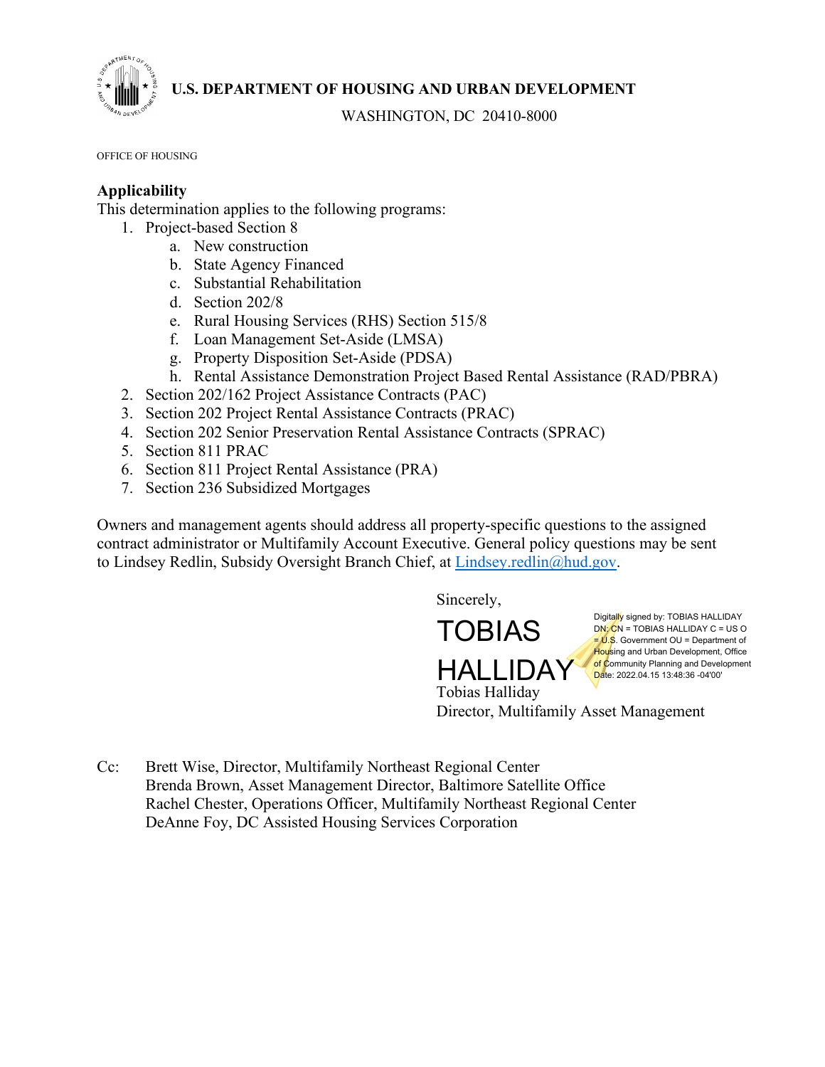U.S. DEPARTMENT OF HOUSING AND URBAN DEVELOPMENT

WASHINGTON, DC 20410-8000

OFFICE OF HOUSING

**Applicability**

This determination applies to the following programs:

1. Project-based Section 8
   a. New construction
   b. State Agency Financed
   c. Substantial Rehabilitation
   d. Section 202/8
   e. Rural Housing Services (RHS) Section 515/8
   f. Loan Management Set-Aside (LMSA)
   g. Property Disposition Set-Aside (PDSA)
   h. Rental Assistance Demonstration Project Based Rental Assistance (RAD/PBRA)
2. Section 202/162 Project Assistance Contracts (PAC)
3. Section 202 Project Rental Assistance Contracts (PRAC)
4. Section 202 Senior Preservation Rental Assistance Contracts (SPRAC)
5. Section 811 PRAC
6. Section 811 Project Rental Assistance (PRA)
7. Section 236 Subsidized Mortgages

Owners and management agents should address all property-specific questions to the assigned contract administrator or Multifamily Account Executive. General policy questions may be sent to Lindsey Redlin, Subsidy Oversight Branch Chief, at Lindsey.redlin@hud.gov.

Sincerely,

TOBIAS HALLIDAY

Digitally signed by: TOBIAS HALLIDAY
DN: CN = TOBIAS HALLIDAY C = US O = U.S. Government OU = Department of Housing and Urban Development, Office of Community Planning and Development
Date: 2022.04.15 13:48:36 -04'00'

Tobias Halliday
Director, Multifamily Asset Management

Cc: Brett Wise, Director, Multifamily Northeast Regional Center
Brenda Brown, Asset Management Director, Baltimore Satellite Office
Rachel Chester, Operations Officer, Multifamily Northeast Regional Center
DeAnne Foy, DC Assisted Housing Services Corporation